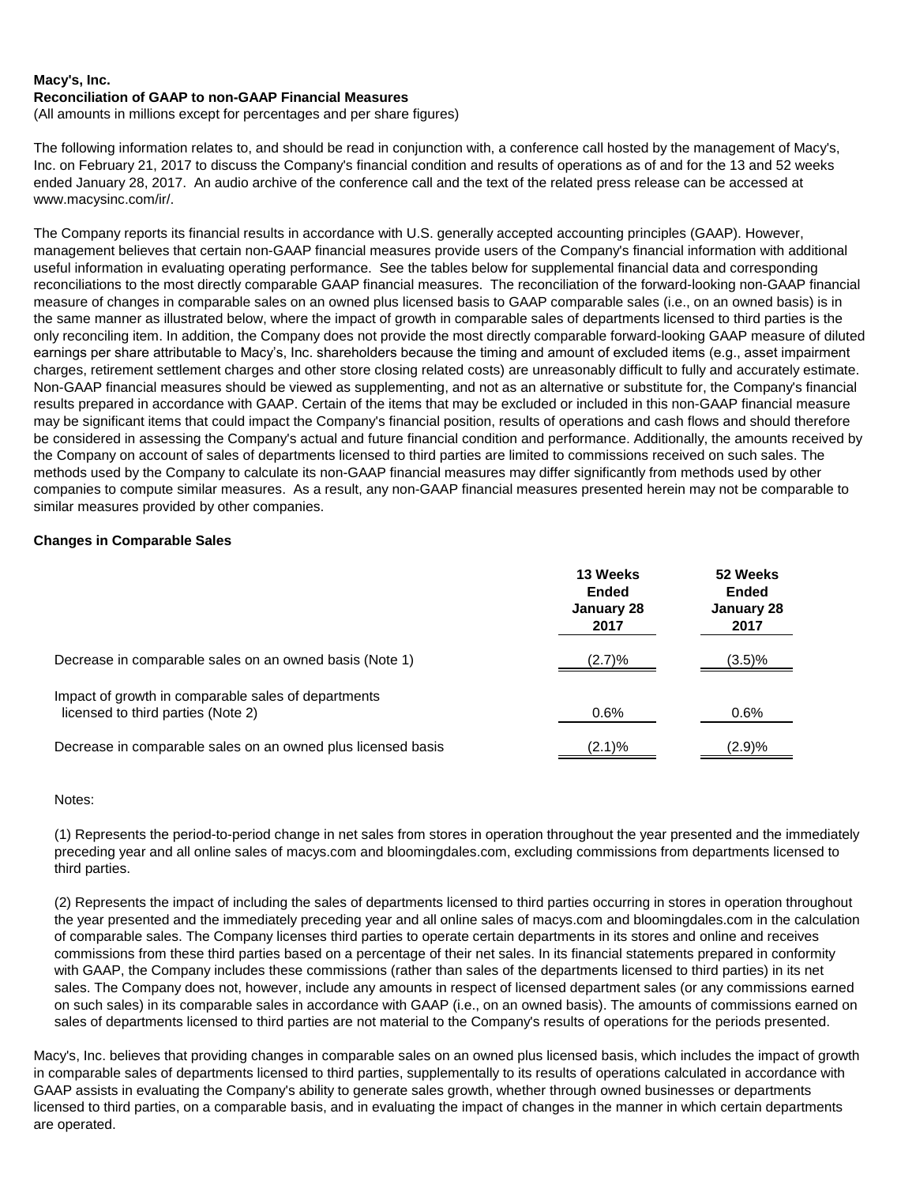**Macy's, Inc.**
**Reconciliation of GAAP to non-GAAP Financial Measures**
(All amounts in millions except for percentages and per share figures)

The following information relates to, and should be read in conjunction with, a conference call hosted by the management of Macy's, Inc. on February 21, 2017 to discuss the Company's financial condition and results of operations as of and for the 13 and 52 weeks ended January 28, 2017. An audio archive of the conference call and the text of the related press release can be accessed at www.macysinc.com/ir/.

The Company reports its financial results in accordance with U.S. generally accepted accounting principles (GAAP). However, management believes that certain non-GAAP financial measures provide users of the Company's financial information with additional useful information in evaluating operating performance. See the tables below for supplemental financial data and corresponding reconciliations to the most directly comparable GAAP financial measures. The reconciliation of the forward-looking non-GAAP financial measure of changes in comparable sales on an owned plus licensed basis to GAAP comparable sales (i.e., on an owned basis) is in the same manner as illustrated below, where the impact of growth in comparable sales of departments licensed to third parties is the only reconciling item. In addition, the Company does not provide the most directly comparable forward-looking GAAP measure of diluted earnings per share attributable to Macy's, Inc. shareholders because the timing and amount of excluded items (e.g., asset impairment charges, retirement settlement charges and other store closing related costs) are unreasonably difficult to fully and accurately estimate. Non-GAAP financial measures should be viewed as supplementing, and not as an alternative or substitute for, the Company's financial results prepared in accordance with GAAP. Certain of the items that may be excluded or included in this non-GAAP financial measure may be significant items that could impact the Company's financial position, results of operations and cash flows and should therefore be considered in assessing the Company's actual and future financial condition and performance. Additionally, the amounts received by the Company on account of sales of departments licensed to third parties are limited to commissions received on such sales. The methods used by the Company to calculate its non-GAAP financial measures may differ significantly from methods used by other companies to compute similar measures. As a result, any non-GAAP financial measures presented herein may not be comparable to similar measures provided by other companies.

**Changes in Comparable Sales**

| | 13 Weeks Ended January 28 2017 | 52 Weeks Ended January 28 2017 |
|---|---|---|
| Decrease in comparable sales on an owned basis (Note 1) | (2.7)% | (3.5)% |
| Impact of growth in comparable sales of departments licensed to third parties (Note 2) | 0.6% | 0.6% |
| Decrease in comparable sales on an owned plus licensed basis | (2.1)% | (2.9)% |

Notes:

(1) Represents the period-to-period change in net sales from stores in operation throughout the year presented and the immediately preceding year and all online sales of macys.com and bloomingdales.com, excluding commissions from departments licensed to third parties.

(2) Represents the impact of including the sales of departments licensed to third parties occurring in stores in operation throughout the year presented and the immediately preceding year and all online sales of macys.com and bloomingdales.com in the calculation of comparable sales. The Company licenses third parties to operate certain departments in its stores and online and receives commissions from these third parties based on a percentage of their net sales. In its financial statements prepared in conformity with GAAP, the Company includes these commissions (rather than sales of the departments licensed to third parties) in its net sales. The Company does not, however, include any amounts in respect of licensed department sales (or any commissions earned on such sales) in its comparable sales in accordance with GAAP (i.e., on an owned basis). The amounts of commissions earned on sales of departments licensed to third parties are not material to the Company's results of operations for the periods presented.

Macy's, Inc. believes that providing changes in comparable sales on an owned plus licensed basis, which includes the impact of growth in comparable sales of departments licensed to third parties, supplementally to its results of operations calculated in accordance with GAAP assists in evaluating the Company's ability to generate sales growth, whether through owned businesses or departments licensed to third parties, on a comparable basis, and in evaluating the impact of changes in the manner in which certain departments are operated.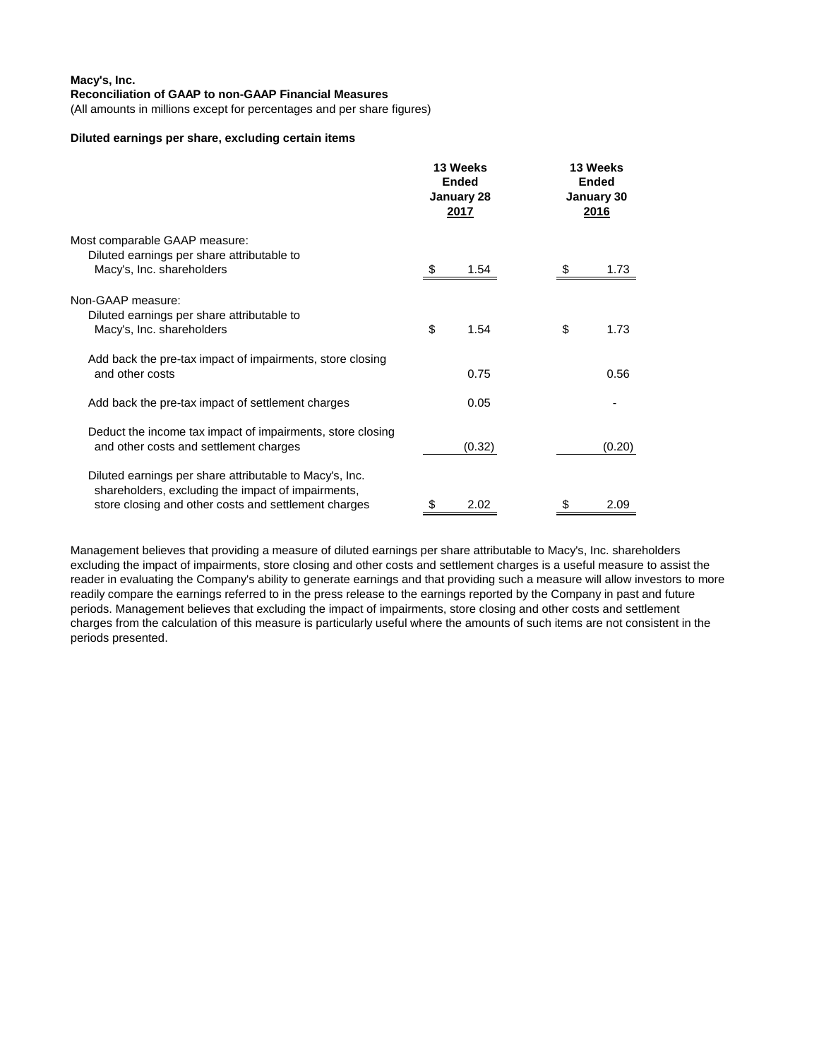**Macy's, Inc.**
**Reconciliation of GAAP to non-GAAP Financial Measures**
(All amounts in millions except for percentages and per share figures)

**Diluted earnings per share, excluding certain items**

| | 13 Weeks Ended January 28 2017 | 13 Weeks Ended January 30 2016 |
|---|---|---|
| Most comparable GAAP measure: | | |
| Diluted earnings per share attributable to Macy's, Inc. shareholders | $ 1.54 | $ 1.73 |
| Non-GAAP measure: | | |
| Diluted earnings per share attributable to Macy's, Inc. shareholders | $ 1.54 | $ 1.73 |
| Add back the pre-tax impact of impairments, store closing and other costs | 0.75 | 0.56 |
| Add back the pre-tax impact of settlement charges | 0.05 | - |
| Deduct the income tax impact of impairments, store closing and other costs and settlement charges | (0.32) | (0.20) |
| Diluted earnings per share attributable to Macy's, Inc. shareholders, excluding the impact of impairments, store closing and other costs and settlement charges | $ 2.02 | $ 2.09 |

Management believes that providing a measure of diluted earnings per share attributable to Macy's, Inc. shareholders excluding the impact of impairments, store closing and other costs and settlement charges is a useful measure to assist the reader in evaluating the Company's ability to generate earnings and that providing such a measure will allow investors to more readily compare the earnings referred to in the press release to the earnings reported by the Company in past and future periods. Management believes that excluding the impact of impairments, store closing and other costs and settlement charges from the calculation of this measure is particularly useful where the amounts of such items are not consistent in the periods presented.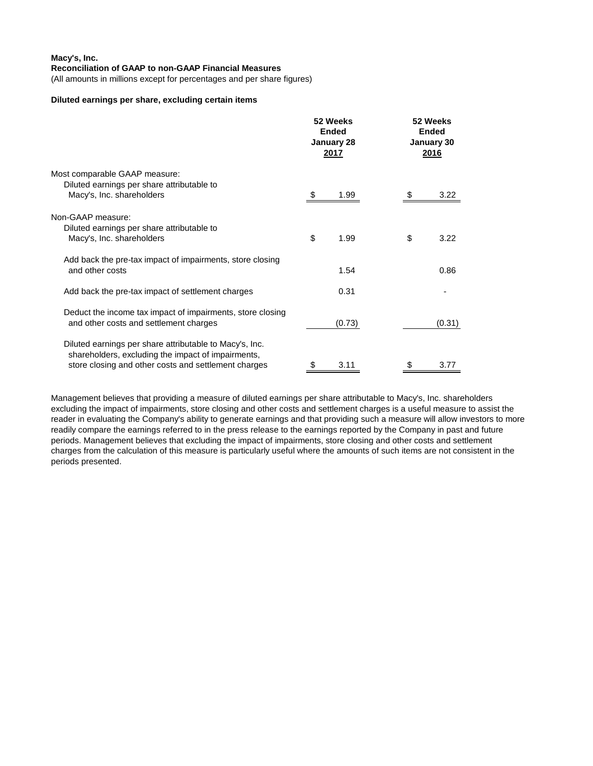**Macy's, Inc.**
**Reconciliation of GAAP to non-GAAP Financial Measures**
(All amounts in millions except for percentages and per share figures)

**Diluted earnings per share, excluding certain items**

| | 52 Weeks Ended January 28 2017 | 52 Weeks Ended January 30 2016 |
|---|---|---|
| Most comparable GAAP measure: | | |
| Diluted earnings per share attributable to Macy's, Inc. shareholders | $ 1.99 | $ 3.22 |
| Non-GAAP measure: | | |
| Diluted earnings per share attributable to Macy's, Inc. shareholders | $ 1.99 | $ 3.22 |
| Add back the pre-tax impact of impairments, store closing and other costs | 1.54 | 0.86 |
| Add back the pre-tax impact of settlement charges | 0.31 | - |
| Deduct the income tax impact of impairments, store closing and other costs and settlement charges | (0.73) | (0.31) |
| Diluted earnings per share attributable to Macy's, Inc. shareholders, excluding the impact of impairments, store closing and other costs and settlement charges | $ 3.11 | $ 3.77 |

Management believes that providing a measure of diluted earnings per share attributable to Macy's, Inc. shareholders excluding the impact of impairments, store closing and other costs and settlement charges is a useful measure to assist the reader in evaluating the Company's ability to generate earnings and that providing such a measure will allow investors to more readily compare the earnings referred to in the press release to the earnings reported by the Company in past and future periods. Management believes that excluding the impact of impairments, store closing and other costs and settlement charges from the calculation of this measure is particularly useful where the amounts of such items are not consistent in the periods presented.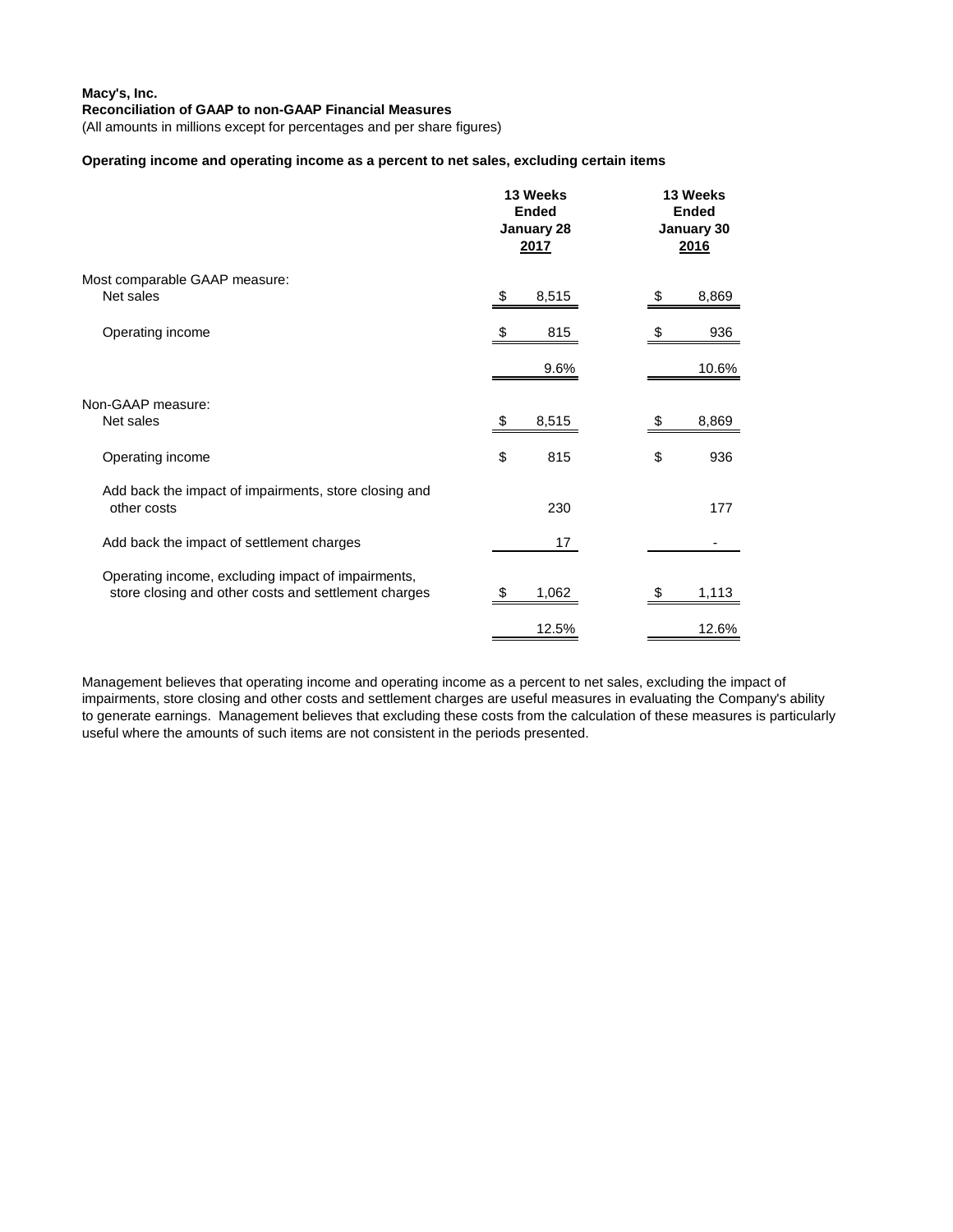**Macy's, Inc.**
**Reconciliation of GAAP to non-GAAP Financial Measures**
(All amounts in millions except for percentages and per share figures)

**Operating income and operating income as a percent to net sales, excluding certain items**

| | 13 Weeks Ended January 28 2017 | 13 Weeks Ended January 30 2016 |
|---|---|---|
| Most comparable GAAP measure: | | |
| Net sales | $ 8,515 | $ 8,869 |
| Operating income | $ 815 | $ 936 |
| | 9.6% | 10.6% |
| Non-GAAP measure: | | |
| Net sales | $ 8,515 | $ 8,869 |
| Operating income | $ 815 | $ 936 |
| Add back the impact of impairments, store closing and other costs | 230 | 177 |
| Add back the impact of settlement charges | 17 | - |
| Operating income, excluding impact of impairments, store closing and other costs and settlement charges | $ 1,062 | $ 1,113 |
| | 12.5% | 12.6% |

Management believes that operating income and operating income as a percent to net sales, excluding the impact of impairments, store closing and other costs and settlement charges are useful measures in evaluating the Company's ability to generate earnings. Management believes that excluding these costs from the calculation of these measures is particularly useful where the amounts of such items are not consistent in the periods presented.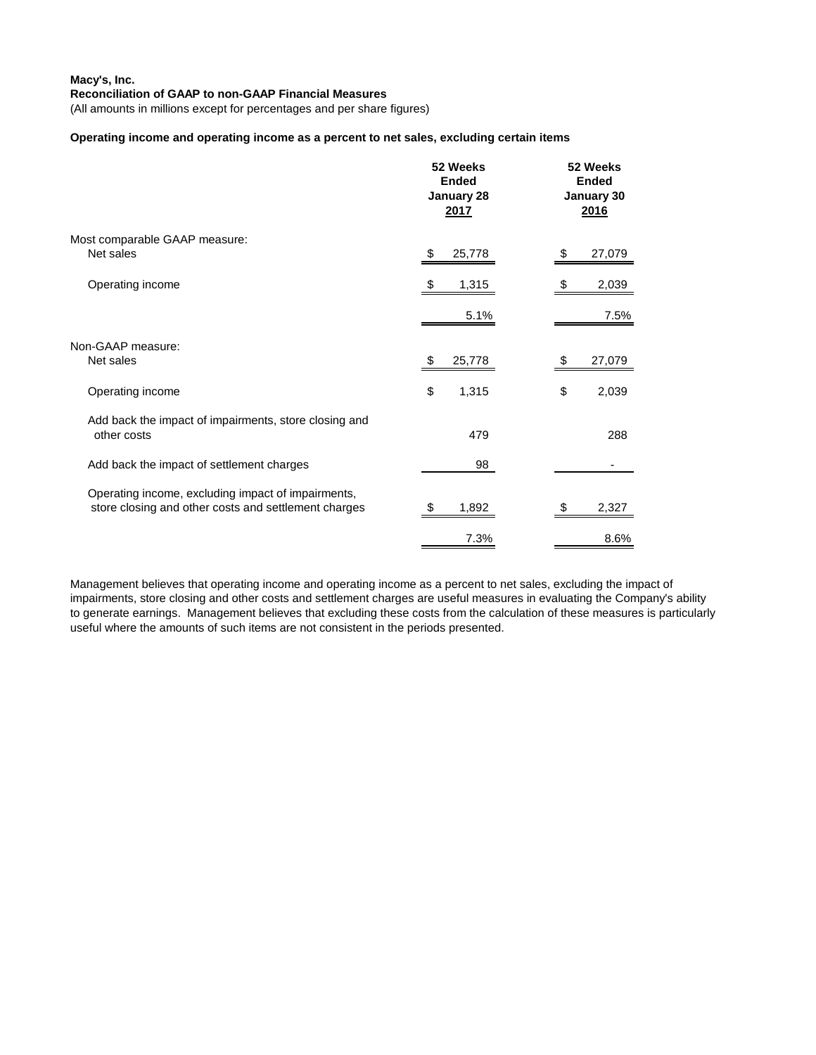**Macy's, Inc.**
**Reconciliation of GAAP to non-GAAP Financial Measures**
(All amounts in millions except for percentages and per share figures)

**Operating income and operating income as a percent to net sales, excluding certain items**

| | 52 Weeks Ended January 28 2017 | 52 Weeks Ended January 30 2016 |
|---|---|---|
| Most comparable GAAP measure: | | |
| Net sales | $ 25,778 | $ 27,079 |
| Operating income | $ 1,315 | $ 2,039 |
| | 5.1% | 7.5% |
| Non-GAAP measure: | | |
| Net sales | $ 25,778 | $ 27,079 |
| Operating income | $ 1,315 | $ 2,039 |
| Add back the impact of impairments, store closing and other costs | 479 | 288 |
| Add back the impact of settlement charges | 98 | - |
| Operating income, excluding impact of impairments, store closing and other costs and settlement charges | $ 1,892 | $ 2,327 |
| | 7.3% | 8.6% |

Management believes that operating income and operating income as a percent to net sales, excluding the impact of impairments, store closing and other costs and settlement charges are useful measures in evaluating the Company's ability to generate earnings. Management believes that excluding these costs from the calculation of these measures is particularly useful where the amounts of such items are not consistent in the periods presented.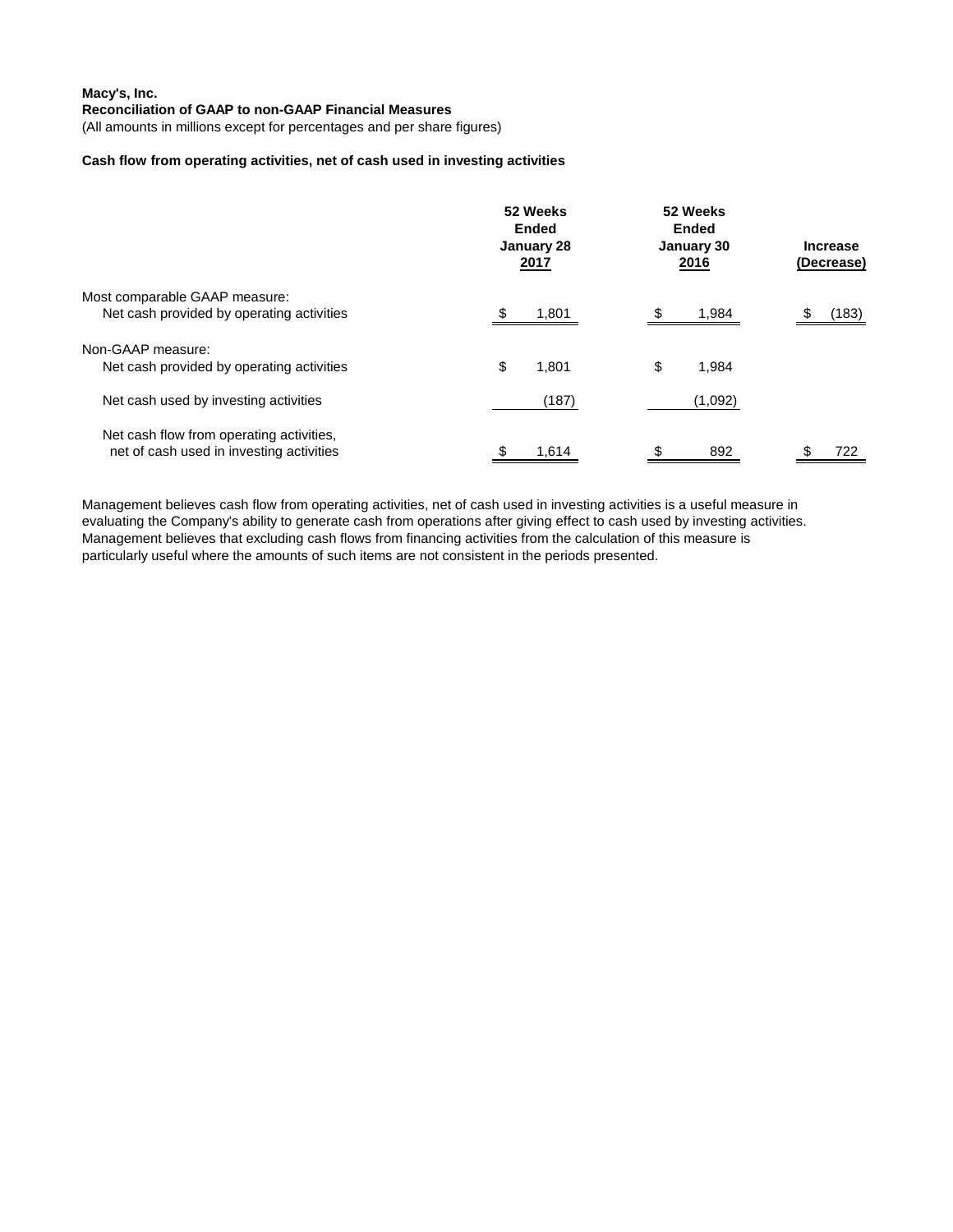**Macy's, Inc.**
**Reconciliation of GAAP to non-GAAP Financial Measures**
(All amounts in millions except for percentages and per share figures)

**Cash flow from operating activities, net of cash used in investing activities**

| | 52 Weeks Ended January 28 2017 | 52 Weeks Ended January 30 2016 | Increase (Decrease) |
|---|---|---|---|
| Most comparable GAAP measure: | | | |
| Net cash provided by operating activities | $ 1,801 | $ 1,984 | $ (183) |
| Non-GAAP measure: | | | |
| Net cash provided by operating activities | $ 1,801 | $ 1,984 | |
| Net cash used by investing activities | (187) | (1,092) | |
| Net cash flow from operating activities, net of cash used in investing activities | $ 1,614 | $ 892 | $ 722 |

Management believes cash flow from operating activities, net of cash used in investing activities is a useful measure in evaluating the Company's ability to generate cash from operations after giving effect to cash used by investing activities. Management believes that excluding cash flows from financing activities from the calculation of this measure is particularly useful where the amounts of such items are not consistent in the periods presented.